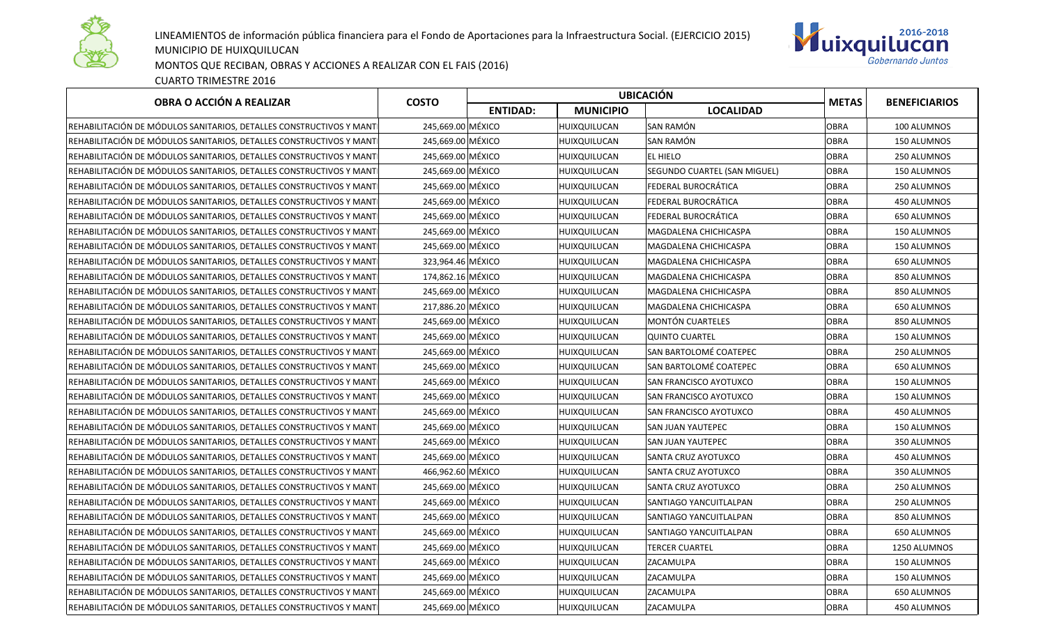LINEAMIENTOS de información pública financiera para el Fondo de Aportaciones para la Infraestructura Social. (EJERCICIO 2015)
MUNICIPIO DE HUIXQUILUCAN
MONTOS QUE RECIBAN, OBRAS Y ACCIONES A REALIZAR CON EL FAIS (2016)
CUARTO TRIMESTRE 2016

| OBRA O ACCIÓN A REALIZAR | COSTO | UBICACIÓN | | | METAS | BENEFICIARIOS |
|---|---|---|---|---|---|---|
| | | ENTIDAD: | MUNICIPIO | LOCALIDAD | | |
| REHABILITACIÓN DE MÓDULOS SANITARIOS, DETALLES CONSTRUCTIVOS Y MANT | 245,669.00 | MÉXICO | HUIXQUILUCAN | SAN RAMÓN | OBRA | 100 ALUMNOS |
| REHABILITACIÓN DE MÓDULOS SANITARIOS, DETALLES CONSTRUCTIVOS Y MANT | 245,669.00 | MÉXICO | HUIXQUILUCAN | SAN RAMÓN | OBRA | 150 ALUMNOS |
| REHABILITACIÓN DE MÓDULOS SANITARIOS, DETALLES CONSTRUCTIVOS Y MANT | 245,669.00 | MÉXICO | HUIXQUILUCAN | EL HIELO | OBRA | 250 ALUMNOS |
| REHABILITACIÓN DE MÓDULOS SANITARIOS, DETALLES CONSTRUCTIVOS Y MANT | 245,669.00 | MÉXICO | HUIXQUILUCAN | SEGUNDO CUARTEL (SAN MIGUEL) | OBRA | 150 ALUMNOS |
| REHABILITACIÓN DE MÓDULOS SANITARIOS, DETALLES CONSTRUCTIVOS Y MANT | 245,669.00 | MÉXICO | HUIXQUILUCAN | FEDERAL BUROCRÁTICA | OBRA | 250 ALUMNOS |
| REHABILITACIÓN DE MÓDULOS SANITARIOS, DETALLES CONSTRUCTIVOS Y MANT | 245,669.00 | MÉXICO | HUIXQUILUCAN | FEDERAL BUROCRÁTICA | OBRA | 450 ALUMNOS |
| REHABILITACIÓN DE MÓDULOS SANITARIOS, DETALLES CONSTRUCTIVOS Y MANT | 245,669.00 | MÉXICO | HUIXQUILUCAN | FEDERAL BUROCRÁTICA | OBRA | 650 ALUMNOS |
| REHABILITACIÓN DE MÓDULOS SANITARIOS, DETALLES CONSTRUCTIVOS Y MANT | 245,669.00 | MÉXICO | HUIXQUILUCAN | MAGDALENA CHICHICASPA | OBRA | 150 ALUMNOS |
| REHABILITACIÓN DE MÓDULOS SANITARIOS, DETALLES CONSTRUCTIVOS Y MANT | 245,669.00 | MÉXICO | HUIXQUILUCAN | MAGDALENA CHICHICASPA | OBRA | 150 ALUMNOS |
| REHABILITACIÓN DE MÓDULOS SANITARIOS, DETALLES CONSTRUCTIVOS Y MANT | 323,964.46 | MÉXICO | HUIXQUILUCAN | MAGDALENA CHICHICASPA | OBRA | 650 ALUMNOS |
| REHABILITACIÓN DE MÓDULOS SANITARIOS, DETALLES CONSTRUCTIVOS Y MANT | 174,862.16 | MÉXICO | HUIXQUILUCAN | MAGDALENA CHICHICASPA | OBRA | 850 ALUMNOS |
| REHABILITACIÓN DE MÓDULOS SANITARIOS, DETALLES CONSTRUCTIVOS Y MANT | 245,669.00 | MÉXICO | HUIXQUILUCAN | MAGDALENA CHICHICASPA | OBRA | 850 ALUMNOS |
| REHABILITACIÓN DE MÓDULOS SANITARIOS, DETALLES CONSTRUCTIVOS Y MANT | 217,886.20 | MÉXICO | HUIXQUILUCAN | MAGDALENA CHICHICASPA | OBRA | 650 ALUMNOS |
| REHABILITACIÓN DE MÓDULOS SANITARIOS, DETALLES CONSTRUCTIVOS Y MANT | 245,669.00 | MÉXICO | HUIXQUILUCAN | MONTÓN CUARTELES | OBRA | 850 ALUMNOS |
| REHABILITACIÓN DE MÓDULOS SANITARIOS, DETALLES CONSTRUCTIVOS Y MANT | 245,669.00 | MÉXICO | HUIXQUILUCAN | QUINTO CUARTEL | OBRA | 150 ALUMNOS |
| REHABILITACIÓN DE MÓDULOS SANITARIOS, DETALLES CONSTRUCTIVOS Y MANT | 245,669.00 | MÉXICO | HUIXQUILUCAN | SAN BARTOLOMÉ COATEPEC | OBRA | 250 ALUMNOS |
| REHABILITACIÓN DE MÓDULOS SANITARIOS, DETALLES CONSTRUCTIVOS Y MANT | 245,669.00 | MÉXICO | HUIXQUILUCAN | SAN BARTOLOMÉ COATEPEC | OBRA | 650 ALUMNOS |
| REHABILITACIÓN DE MÓDULOS SANITARIOS, DETALLES CONSTRUCTIVOS Y MANT | 245,669.00 | MÉXICO | HUIXQUILUCAN | SAN FRANCISCO AYOTUXCO | OBRA | 150 ALUMNOS |
| REHABILITACIÓN DE MÓDULOS SANITARIOS, DETALLES CONSTRUCTIVOS Y MANT | 245,669.00 | MÉXICO | HUIXQUILUCAN | SAN FRANCISCO AYOTUXCO | OBRA | 150 ALUMNOS |
| REHABILITACIÓN DE MÓDULOS SANITARIOS, DETALLES CONSTRUCTIVOS Y MANT | 245,669.00 | MÉXICO | HUIXQUILUCAN | SAN FRANCISCO AYOTUXCO | OBRA | 450 ALUMNOS |
| REHABILITACIÓN DE MÓDULOS SANITARIOS, DETALLES CONSTRUCTIVOS Y MANT | 245,669.00 | MÉXICO | HUIXQUILUCAN | SAN JUAN YAUTEPEC | OBRA | 150 ALUMNOS |
| REHABILITACIÓN DE MÓDULOS SANITARIOS, DETALLES CONSTRUCTIVOS Y MANT | 245,669.00 | MÉXICO | HUIXQUILUCAN | SAN JUAN YAUTEPEC | OBRA | 350 ALUMNOS |
| REHABILITACIÓN DE MÓDULOS SANITARIOS, DETALLES CONSTRUCTIVOS Y MANT | 245,669.00 | MÉXICO | HUIXQUILUCAN | SANTA CRUZ AYOTUXCO | OBRA | 450 ALUMNOS |
| REHABILITACIÓN DE MÓDULOS SANITARIOS, DETALLES CONSTRUCTIVOS Y MANT | 466,962.60 | MÉXICO | HUIXQUILUCAN | SANTA CRUZ AYOTUXCO | OBRA | 350 ALUMNOS |
| REHABILITACIÓN DE MÓDULOS SANITARIOS, DETALLES CONSTRUCTIVOS Y MANT | 245,669.00 | MÉXICO | HUIXQUILUCAN | SANTA CRUZ AYOTUXCO | OBRA | 250 ALUMNOS |
| REHABILITACIÓN DE MÓDULOS SANITARIOS, DETALLES CONSTRUCTIVOS Y MANT | 245,669.00 | MÉXICO | HUIXQUILUCAN | SANTIAGO YANCUITLALPAN | OBRA | 250 ALUMNOS |
| REHABILITACIÓN DE MÓDULOS SANITARIOS, DETALLES CONSTRUCTIVOS Y MANT | 245,669.00 | MÉXICO | HUIXQUILUCAN | SANTIAGO YANCUITLALPAN | OBRA | 850 ALUMNOS |
| REHABILITACIÓN DE MÓDULOS SANITARIOS, DETALLES CONSTRUCTIVOS Y MANT | 245,669.00 | MÉXICO | HUIXQUILUCAN | SANTIAGO YANCUITLALPAN | OBRA | 650 ALUMNOS |
| REHABILITACIÓN DE MÓDULOS SANITARIOS, DETALLES CONSTRUCTIVOS Y MANT | 245,669.00 | MÉXICO | HUIXQUILUCAN | TERCER CUARTEL | OBRA | 1250 ALUMNOS |
| REHABILITACIÓN DE MÓDULOS SANITARIOS, DETALLES CONSTRUCTIVOS Y MANT | 245,669.00 | MÉXICO | HUIXQUILUCAN | ZACAMULPA | OBRA | 150 ALUMNOS |
| REHABILITACIÓN DE MÓDULOS SANITARIOS, DETALLES CONSTRUCTIVOS Y MANT | 245,669.00 | MÉXICO | HUIXQUILUCAN | ZACAMULPA | OBRA | 150 ALUMNOS |
| REHABILITACIÓN DE MÓDULOS SANITARIOS, DETALLES CONSTRUCTIVOS Y MANT | 245,669.00 | MÉXICO | HUIXQUILUCAN | ZACAMULPA | OBRA | 650 ALUMNOS |
| REHABILITACIÓN DE MÓDULOS SANITARIOS, DETALLES CONSTRUCTIVOS Y MANT | 245,669.00 | MÉXICO | HUIXQUILUCAN | ZACAMULPA | OBRA | 450 ALUMNOS |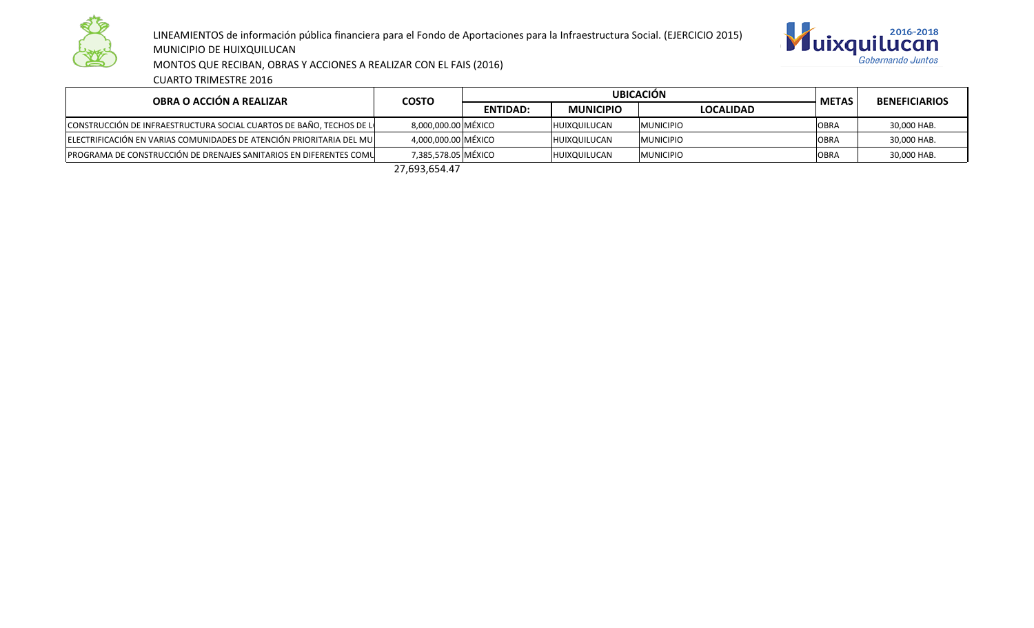LINEAMIENTOS de información pública financiera para el Fondo de Aportaciones para la Infraestructura Social. (EJERCICIO 2015)

MUNICIPIO DE HUIXQUILUCAN

MONTOS QUE RECIBAN, OBRAS Y ACCIONES A REALIZAR CON EL FAIS (2016)

CUARTO TRIMESTRE 2016

| OBRA O ACCIÓN A REALIZAR | COSTO | UBICACIÓN | | | METAS | BENEFICIARIOS |
|---|---|---|---|---|---|---|
| | | ENTIDAD: | MUNICIPIO | LOCALIDAD | | |
| CONSTRUCCIÓN DE INFRAESTRUCTURA SOCIAL CUARTOS DE BAÑO, TECHOS DE L | 8,000,000.00 | MÉXICO | HUIXQUILUCAN | MUNICIPIO | OBRA | 30,000 HAB. |
| ELECTRIFICACIÓN EN VARIAS COMUNIDADES DE ATENCIÓN PRIORITARIA DEL MU | 4,000,000.00 | MÉXICO | HUIXQUILUCAN | MUNICIPIO | OBRA | 30,000 HAB. |
| PROGRAMA DE CONSTRUCCIÓN DE DRENAJES SANITARIOS EN DIFERENTES COMU | 7,385,578.05 | MÉXICO | HUIXQUILUCAN | MUNICIPIO | OBRA | 30,000 HAB. |
| | 27,693,654.47 | | | | | |